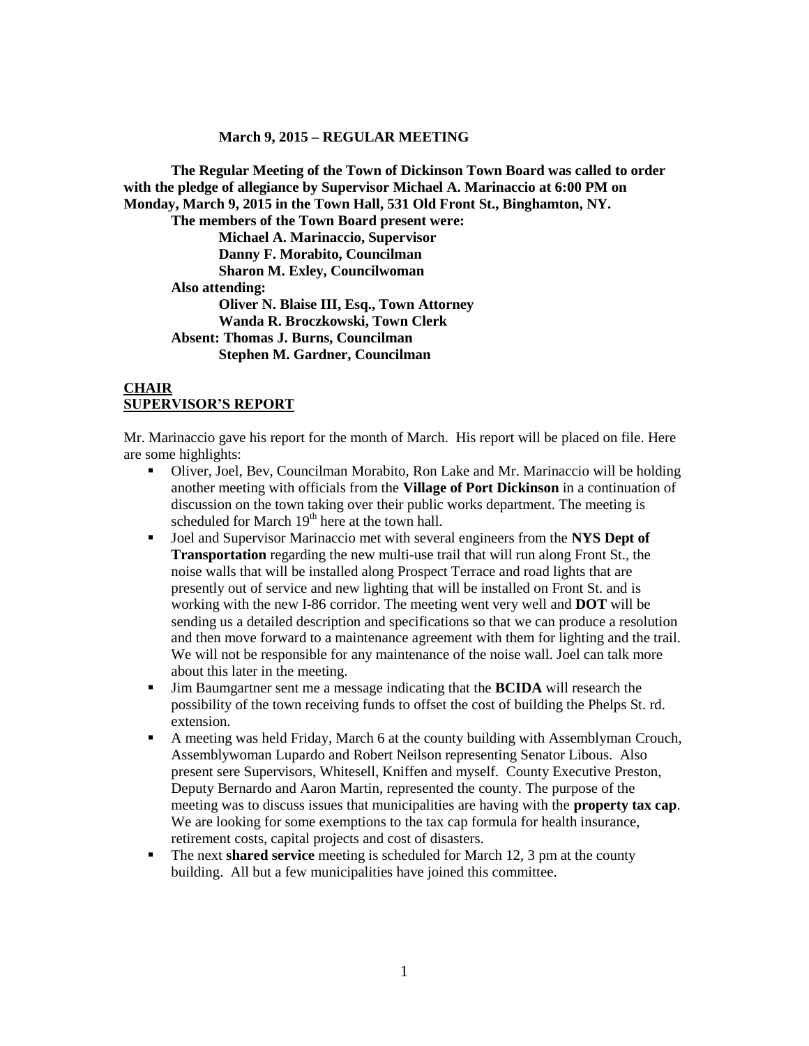**March 9, 2015 – REGULAR MEETING**

**The Regular Meeting of the Town of Dickinson Town Board was called to order with the pledge of allegiance by Supervisor Michael A. Marinaccio at 6:00 PM on Monday, March 9, 2015 in the Town Hall, 531 Old Front St., Binghamton, NY.**

**The members of the Town Board present were:**

**Michael A. Marinaccio, Supervisor**
**Danny F. Morabito, Councilman**
**Sharon M. Exley, Councilwoman**

**Also attending:**

**Oliver N. Blaise III, Esq., Town Attorney**
**Wanda R. Broczkowski, Town Clerk**

**Absent: Thomas J. Burns, Councilman**
**Stephen M. Gardner, Councilman**

## CHAIR
## SUPERVISOR'S REPORT

Mr. Marinaccio gave his report for the month of March. His report will be placed on file. Here are some highlights:

- Oliver, Joel, Bev, Councilman Morabito, Ron Lake and Mr. Marinaccio will be holding another meeting with officials from the **Village of Port Dickinson** in a continuation of discussion on the town taking over their public works department. The meeting is scheduled for March 19th here at the town hall.
- Joel and Supervisor Marinaccio met with several engineers from the **NYS Dept of Transportation** regarding the new multi-use trail that will run along Front St., the noise walls that will be installed along Prospect Terrace and road lights that are presently out of service and new lighting that will be installed on Front St. and is working with the new I-86 corridor. The meeting went very well and **DOT** will be sending us a detailed description and specifications so that we can produce a resolution and then move forward to a maintenance agreement with them for lighting and the trail. We will not be responsible for any maintenance of the noise wall. Joel can talk more about this later in the meeting.
- Jim Baumgartner sent me a message indicating that the **BCIDA** will research the possibility of the town receiving funds to offset the cost of building the Phelps St. rd. extension.
- A meeting was held Friday, March 6 at the county building with Assemblyman Crouch, Assemblywoman Lupardo and Robert Neilson representing Senator Libous. Also present sere Supervisors, Whitesell, Kniffen and myself. County Executive Preston, Deputy Bernardo and Aaron Martin, represented the county. The purpose of the meeting was to discuss issues that municipalities are having with the **property tax cap**. We are looking for some exemptions to the tax cap formula for health insurance, retirement costs, capital projects and cost of disasters.
- The next **shared service** meeting is scheduled for March 12, 3 pm at the county building. All but a few municipalities have joined this committee.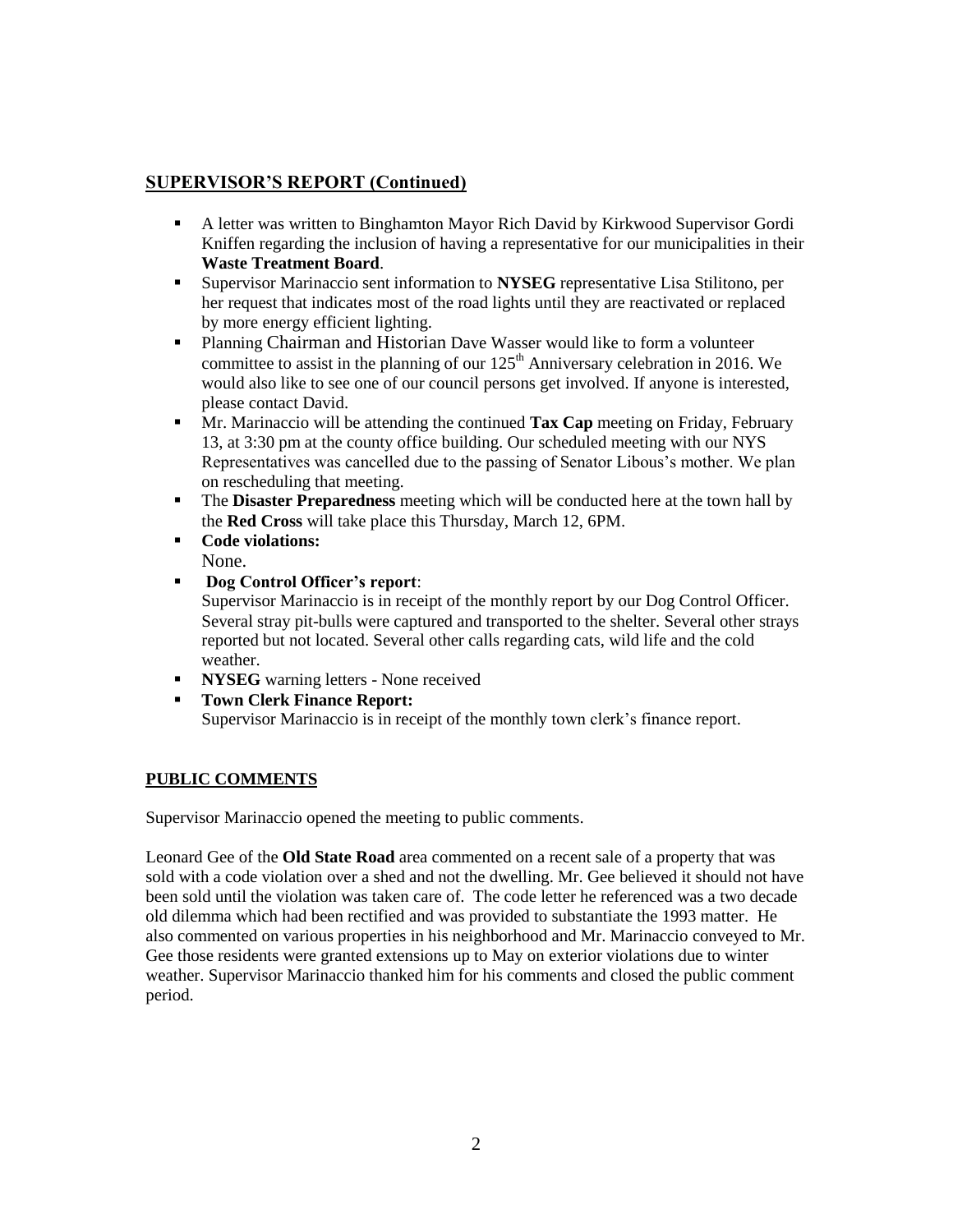## SUPERVISOR'S REPORT (Continued)

- A letter was written to Binghamton Mayor Rich David by Kirkwood Supervisor Gordi Kniffen regarding the inclusion of having a representative for our municipalities in their **Waste Treatment Board**.
- Supervisor Marinaccio sent information to **NYSEG** representative Lisa Stilitono, per her request that indicates most of the road lights until they are reactivated or replaced by more energy efficient lighting.
- Planning Chairman and Historian Dave Wasser would like to form a volunteer committee to assist in the planning of our 125th Anniversary celebration in 2016. We would also like to see one of our council persons get involved. If anyone is interested, please contact David.
- Mr. Marinaccio will be attending the continued **Tax Cap** meeting on Friday, February 13, at 3:30 pm at the county office building. Our scheduled meeting with our NYS Representatives was cancelled due to the passing of Senator Libous's mother. We plan on rescheduling that meeting.
- The **Disaster Preparedness** meeting which will be conducted here at the town hall by the **Red Cross** will take place this Thursday, March 12, 6PM.
- **Code violations:**
  None.
- **Dog Control Officer's report**:
  Supervisor Marinaccio is in receipt of the monthly report by our Dog Control Officer. Several stray pit-bulls were captured and transported to the shelter. Several other strays reported but not located. Several other calls regarding cats, wild life and the cold weather.
- **NYSEG** warning letters - None received
- **Town Clerk Finance Report:**
  Supervisor Marinaccio is in receipt of the monthly town clerk's finance report.

## PUBLIC COMMENTS

Supervisor Marinaccio opened the meeting to public comments.

Leonard Gee of the **Old State Road** area commented on a recent sale of a property that was sold with a code violation over a shed and not the dwelling. Mr. Gee believed it should not have been sold until the violation was taken care of. The code letter he referenced was a two decade old dilemma which had been rectified and was provided to substantiate the 1993 matter. He also commented on various properties in his neighborhood and Mr. Marinaccio conveyed to Mr. Gee those residents were granted extensions up to May on exterior violations due to winter weather. Supervisor Marinaccio thanked him for his comments and closed the public comment period.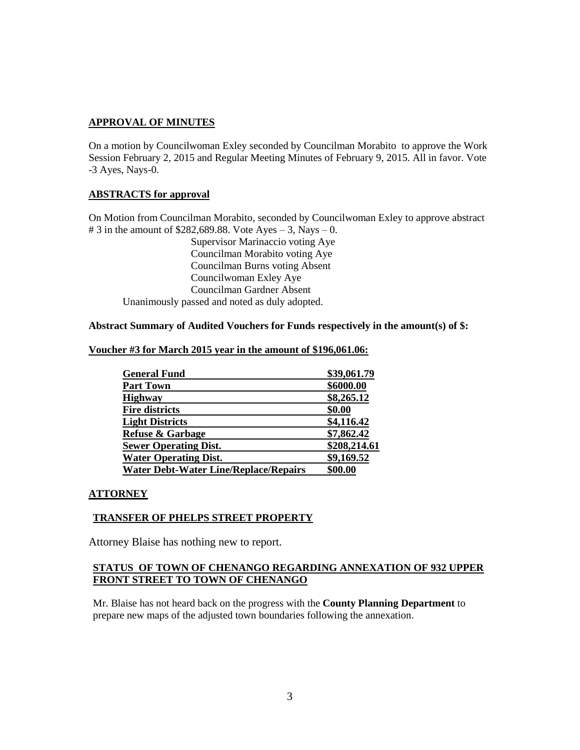## APPROVAL OF MINUTES

On a motion by Councilwoman Exley seconded by Councilman Morabito to approve the Work Session February 2, 2015 and Regular Meeting Minutes of February 9, 2015. All in favor. Vote -3 Ayes, Nays-0.

## ABSTRACTS for approval

On Motion from Councilman Morabito, seconded by Councilwoman Exley to approve abstract # 3 in the amount of $282,689.88. Vote Ayes – 3, Nays – 0.

Supervisor Marinaccio voting Aye
Councilman Morabito voting Aye
Councilman Burns voting Absent
Councilwoman Exley Aye
Councilman Gardner Absent

Unanimously passed and noted as duly adopted.

**Abstract Summary of Audited Vouchers for Funds respectively in the amount(s) of $:**

**Voucher #3 for March 2015 year in the amount of $196,061.06:**

| | |
|---|---|
| **General Fund** | **$39,061.79** |
| **Part Town** | **$6000.00** |
| **Highway** | **$8,265.12** |
| **Fire districts** | **$0.00** |
| **Light Districts** | **$4,116.42** |
| **Refuse & Garbage** | **$7,862.42** |
| **Sewer Operating Dist.** | **$208,214.61** |
| **Water Operating Dist.** | **$9,169.52** |
| **Water Debt-Water Line/Replace/Repairs** | **$00.00** |

## ATTORNEY

### TRANSFER OF PHELPS STREET PROPERTY

Attorney Blaise has nothing new to report.

### STATUS OF TOWN OF CHENANGO REGARDING ANNEXATION OF 932 UPPER FRONT STREET TO TOWN OF CHENANGO

Mr. Blaise has not heard back on the progress with the **County Planning Department** to prepare new maps of the adjusted town boundaries following the annexation.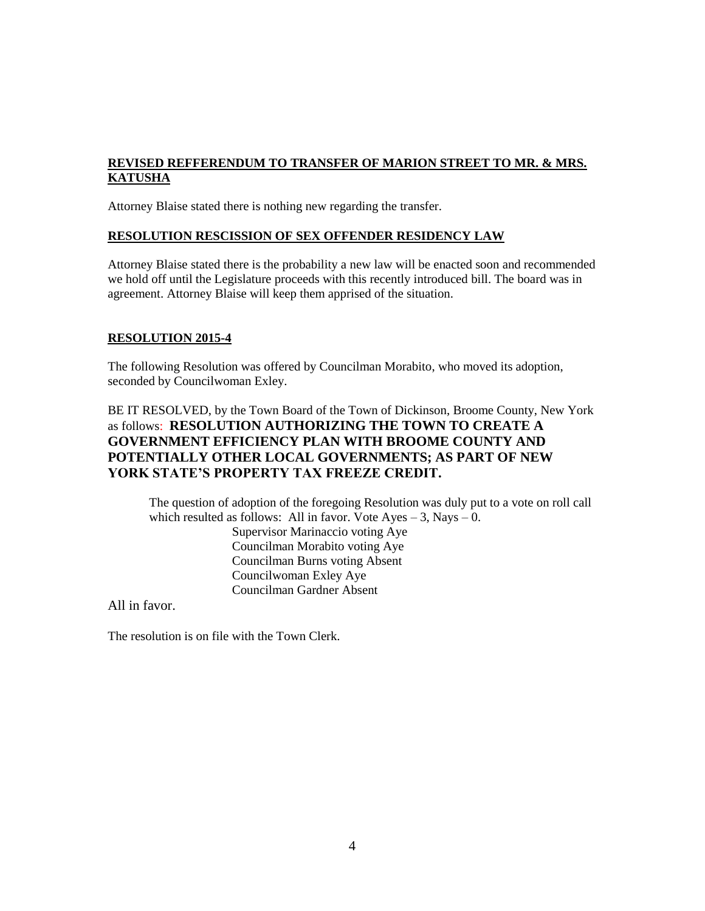**REVISED REFFERENDUM TO TRANSFER OF MARION STREET TO MR. & MRS. KATUSHA**

Attorney Blaise stated there is nothing new regarding the transfer.

**RESOLUTION RESCISSION OF SEX OFFENDER RESIDENCY LAW**

Attorney Blaise stated there is the probability a new law will be enacted soon and recommended we hold off until the Legislature proceeds with this recently introduced bill. The board was in agreement. Attorney Blaise will keep them apprised of the situation.

**RESOLUTION 2015-4**

The following Resolution was offered by Councilman Morabito, who moved its adoption, seconded by Councilwoman Exley.

BE IT RESOLVED, by the Town Board of the Town of Dickinson, Broome County, New York as follows: **RESOLUTION AUTHORIZING THE TOWN TO CREATE A GOVERNMENT EFFICIENCY PLAN WITH BROOME COUNTY AND POTENTIALLY OTHER LOCAL GOVERNMENTS; AS PART OF NEW YORK STATE'S PROPERTY TAX FREEZE CREDIT.**

The question of adoption of the foregoing Resolution was duly put to a vote on roll call which resulted as follows: All in favor. Vote Ayes – 3, Nays – 0.

Supervisor Marinaccio voting Aye
Councilman Morabito voting Aye
Councilman Burns voting Absent
Councilwoman Exley Aye
Councilman Gardner Absent

All in favor.

The resolution is on file with the Town Clerk.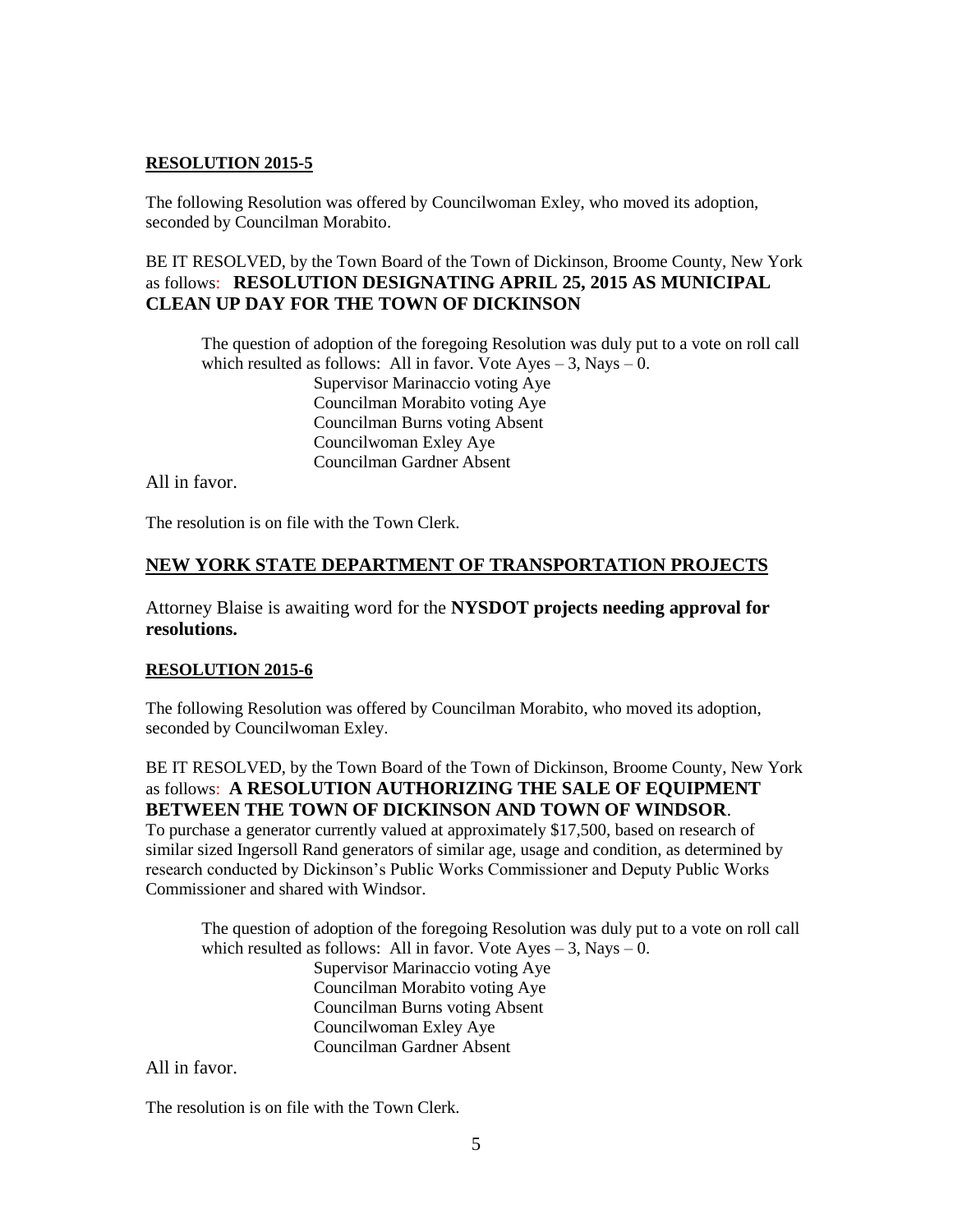**RESOLUTION 2015-5**

The following Resolution was offered by Councilwoman Exley, who moved its adoption, seconded by Councilman Morabito.

BE IT RESOLVED, by the Town Board of the Town of Dickinson, Broome County, New York as follows: **RESOLUTION DESIGNATING APRIL 25, 2015 AS MUNICIPAL CLEAN UP DAY FOR THE TOWN OF DICKINSON**

The question of adoption of the foregoing Resolution was duly put to a vote on roll call which resulted as follows: All in favor. Vote Ayes – 3, Nays – 0.

Supervisor Marinaccio voting Aye
Councilman Morabito voting Aye
Councilman Burns voting Absent
Councilwoman Exley Aye
Councilman Gardner Absent

All in favor.

The resolution is on file with the Town Clerk.

## NEW YORK STATE DEPARTMENT OF TRANSPORTATION PROJECTS

Attorney Blaise is awaiting word for the **NYSDOT projects needing approval for resolutions.**

**RESOLUTION 2015-6**

The following Resolution was offered by Councilman Morabito, who moved its adoption, seconded by Councilwoman Exley.

BE IT RESOLVED, by the Town Board of the Town of Dickinson, Broome County, New York as follows: **A RESOLUTION AUTHORIZING THE SALE OF EQUIPMENT BETWEEN THE TOWN OF DICKINSON AND TOWN OF WINDSOR**.
To purchase a generator currently valued at approximately $17,500, based on research of similar sized Ingersoll Rand generators of similar age, usage and condition, as determined by research conducted by Dickinson's Public Works Commissioner and Deputy Public Works Commissioner and shared with Windsor.

The question of adoption of the foregoing Resolution was duly put to a vote on roll call which resulted as follows: All in favor. Vote Ayes – 3, Nays – 0.

Supervisor Marinaccio voting Aye
Councilman Morabito voting Aye
Councilman Burns voting Absent
Councilwoman Exley Aye
Councilman Gardner Absent

All in favor.

The resolution is on file with the Town Clerk.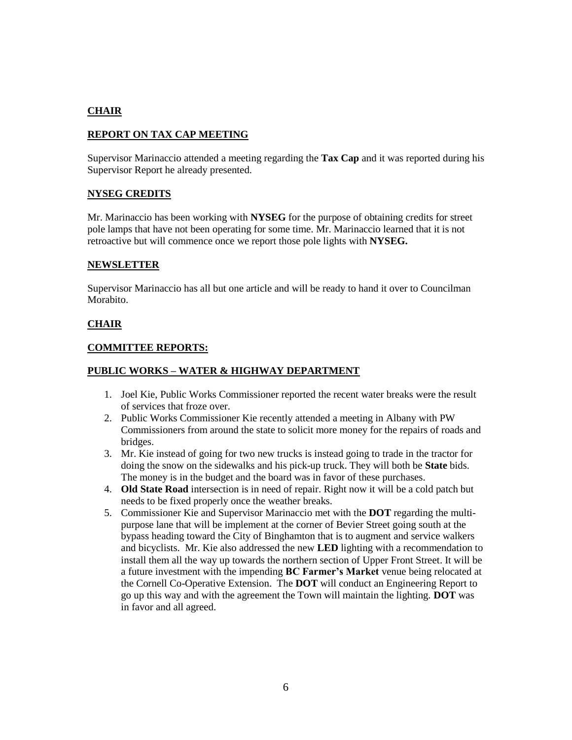**CHAIR**

**REPORT ON TAX CAP MEETING**

Supervisor Marinaccio attended a meeting regarding the **Tax Cap** and it was reported during his Supervisor Report he already presented.

**NYSEG CREDITS**

Mr. Marinaccio has been working with **NYSEG** for the purpose of obtaining credits for street pole lamps that have not been operating for some time. Mr. Marinaccio learned that it is not retroactive but will commence once we report those pole lights with **NYSEG.**

**NEWSLETTER**

Supervisor Marinaccio has all but one article and will be ready to hand it over to Councilman Morabito.

**CHAIR**

**COMMITTEE REPORTS:**

**PUBLIC WORKS – WATER & HIGHWAY DEPARTMENT**

1. Joel Kie, Public Works Commissioner reported the recent water breaks were the result of services that froze over.
2. Public Works Commissioner Kie recently attended a meeting in Albany with PW Commissioners from around the state to solicit more money for the repairs of roads and bridges.
3. Mr. Kie instead of going for two new trucks is instead going to trade in the tractor for doing the snow on the sidewalks and his pick-up truck. They will both be **State** bids. The money is in the budget and the board was in favor of these purchases.
4. **Old State Road** intersection is in need of repair. Right now it will be a cold patch but needs to be fixed properly once the weather breaks.
5. Commissioner Kie and Supervisor Marinaccio met with the **DOT** regarding the multi-purpose lane that will be implement at the corner of Bevier Street going south at the bypass heading toward the City of Binghamton that is to augment and service walkers and bicyclists. Mr. Kie also addressed the new **LED** lighting with a recommendation to install them all the way up towards the northern section of Upper Front Street. It will be a future investment with the impending **BC Farmer's Market** venue being relocated at the Cornell Co-Operative Extension. The **DOT** will conduct an Engineering Report to go up this way and with the agreement the Town will maintain the lighting. **DOT** was in favor and all agreed.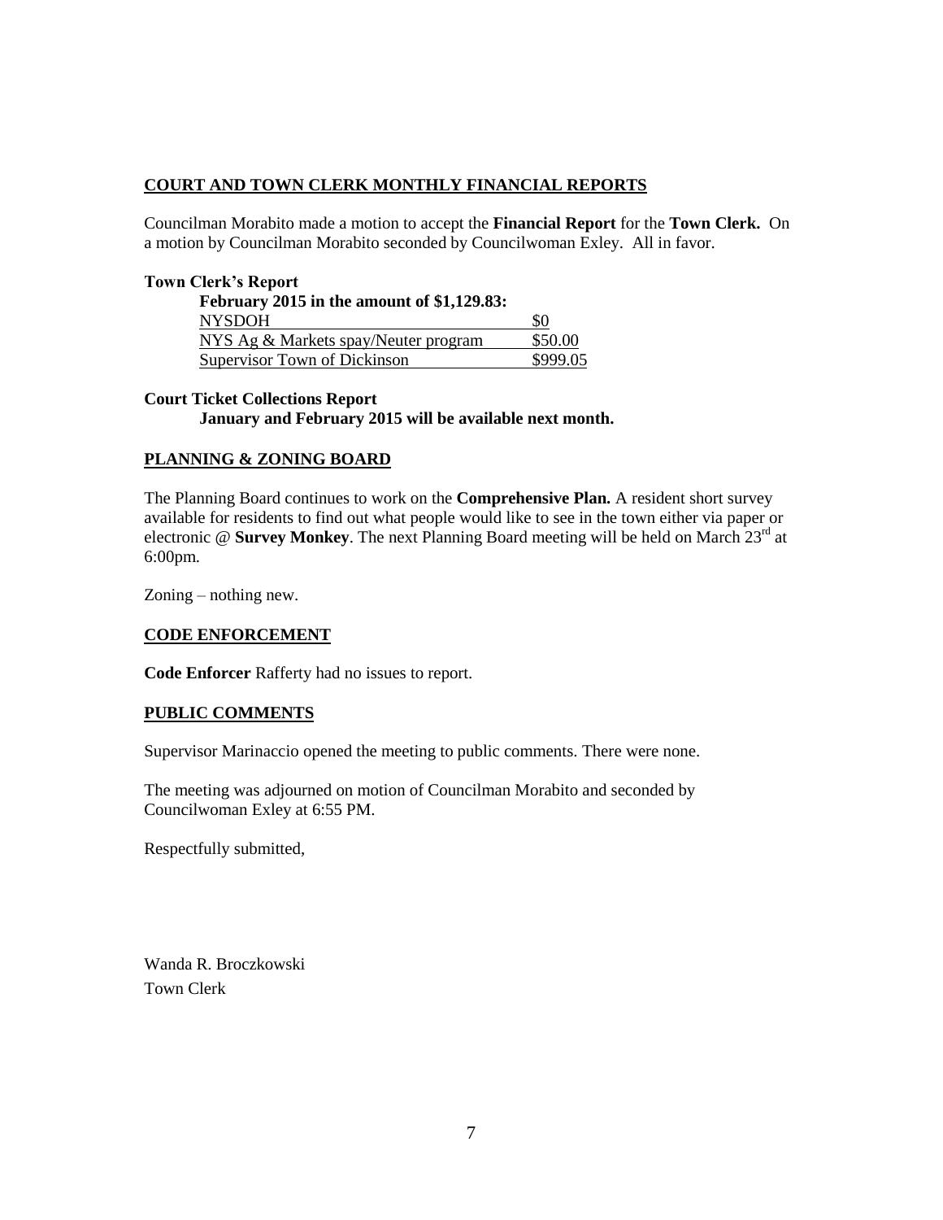## COURT AND TOWN CLERK MONTHLY FINANCIAL REPORTS

Councilman Morabito made a motion to accept the **Financial Report** for the **Town Clerk.** On a motion by Councilman Morabito seconded by Councilwoman Exley. All in favor.

**Town Clerk's Report**

**February 2015 in the amount of $1,129.83:**

| | |
|---|---|
| NYSDOH | $0 |
| NYS Ag & Markets spay/Neuter program | $50.00 |
| Supervisor Town of Dickinson | $999.05 |

**Court Ticket Collections Report**

**January and February 2015 will be available next month.**

## PLANNING & ZONING BOARD

The Planning Board continues to work on the **Comprehensive Plan.** A resident short survey available for residents to find out what people would like to see in the town either via paper or electronic @ **Survey Monkey**. The next Planning Board meeting will be held on March 23rd at 6:00pm.

Zoning – nothing new.

## CODE ENFORCEMENT

**Code Enforcer** Rafferty had no issues to report.

## PUBLIC COMMENTS

Supervisor Marinaccio opened the meeting to public comments. There were none.

The meeting was adjourned on motion of Councilman Morabito and seconded by Councilwoman Exley at 6:55 PM.

Respectfully submitted,

Wanda R. Broczkowski
Town Clerk